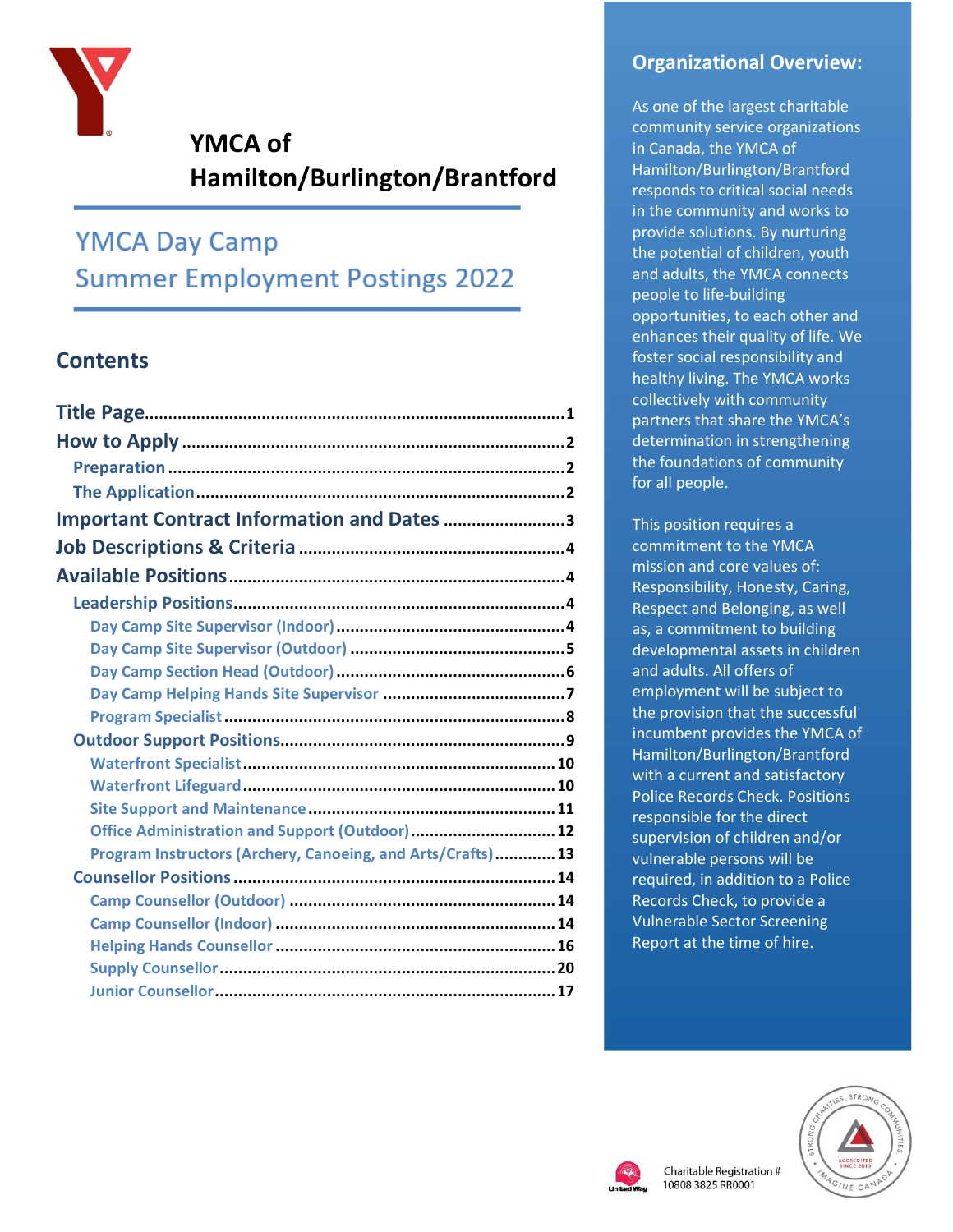# YMCA of Hamilton/Burlington/Brantford

## YMCA Day Camp
## Summer Employment Postings 2022

## Contents

- Title Page....1
- How to Apply....2
  - Preparation....2
  - The Application....2
- Important Contract Information and Dates....3
- Job Descriptions & Criteria....4
- Available Positions....4
  - Leadership Positions....4
    - Day Camp Site Supervisor (Indoor)....4
    - Day Camp Site Supervisor (Outdoor)....5
    - Day Camp Section Head (Outdoor)....6
    - Day Camp Helping Hands Site Supervisor....7
    - Program Specialist....8
  - Outdoor Support Positions....9
    - Waterfront Specialist....10
    - Waterfront Lifeguard....10
    - Site Support and Maintenance....11
    - Office Administration and Support (Outdoor)....12
    - Program Instructors (Archery, Canoeing, and Arts/Crafts)....13
  - Counsellor Positions....14
    - Camp Counsellor (Outdoor)....14
    - Camp Counsellor (Indoor)....14
    - Helping Hands Counsellor....16
    - Supply Counsellor....20
    - Junior Counsellor....17

## Organizational Overview:

As one of the largest charitable community service organizations in Canada, the YMCA of Hamilton/Burlington/Brantford responds to critical social needs in the community and works to provide solutions. By nurturing the potential of children, youth and adults, the YMCA connects people to life-building opportunities, to each other and enhances their quality of life. We foster social responsibility and healthy living. The YMCA works collectively with community partners that share the YMCA's determination in strengthening the foundations of community for all people.

This position requires a commitment to the YMCA mission and core values of: Responsibility, Honesty, Caring, Respect and Belonging, as well as, a commitment to building developmental assets in children and adults. All offers of employment will be subject to the provision that the successful incumbent provides the YMCA of Hamilton/Burlington/Brantford with a current and satisfactory Police Records Check. Positions responsible for the direct supervision of children and/or vulnerable persons will be required, in addition to a Police Records Check, to provide a Vulnerable Sector Screening Report at the time of hire.

Charitable Registration # 10808 3825 RR0001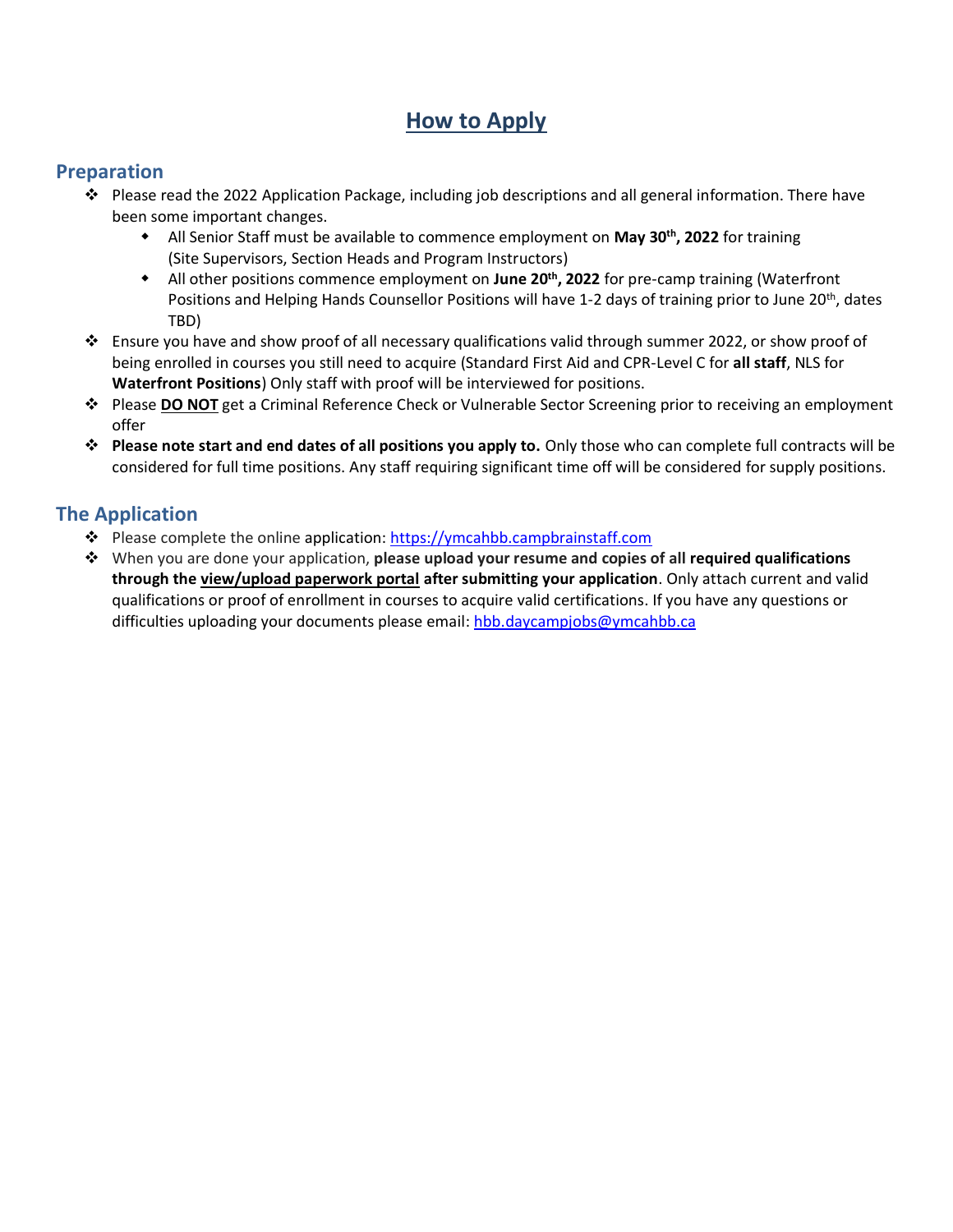# How to Apply

## Preparation

- Please read the 2022 Application Package, including job descriptions and all general information. There have been some important changes.
    - All Senior Staff must be available to commence employment on **May 30th, 2022** for training (Site Supervisors, Section Heads and Program Instructors)
    - All other positions commence employment on **June 20th, 2022** for pre-camp training (Waterfront Positions and Helping Hands Counsellor Positions will have 1-2 days of training prior to June 20th, dates TBD)
- Ensure you have and show proof of all necessary qualifications valid through summer 2022, or show proof of being enrolled in courses you still need to acquire (Standard First Aid and CPR-Level C for **all staff**, NLS for **Waterfront Positions**) Only staff with proof will be interviewed for positions.
- Please **DO NOT** get a Criminal Reference Check or Vulnerable Sector Screening prior to receiving an employment offer
- **Please note start and end dates of all positions you apply to.** Only those who can complete full contracts will be considered for full time positions. Any staff requiring significant time off will be considered for supply positions.

## The Application

- Please complete the online application: https://ymcahbb.campbrainstaff.com
- When you are done your application, **please upload your resume and copies of all required qualifications through the view/upload paperwork portal after submitting your application**. Only attach current and valid qualifications or proof of enrollment in courses to acquire valid certifications. If you have any questions or difficulties uploading your documents please email: hbb.daycampjobs@ymcahbb.ca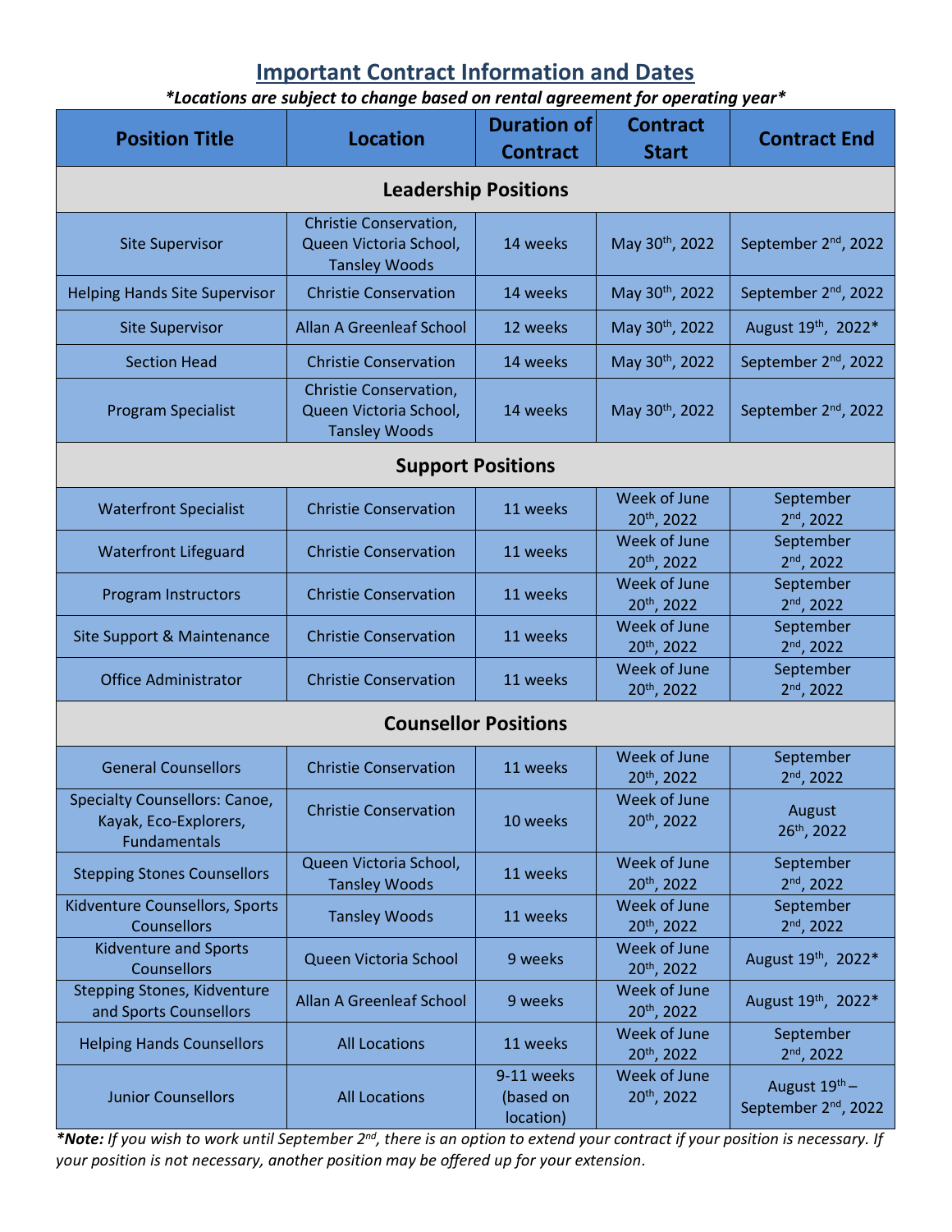## Important Contract Information and Dates

***Locations are subject to change based on rental agreement for operating year***

| Position Title | Location | Duration of Contract | Contract Start | Contract End |
|---|---|---|---|---|
| **Leadership Positions** | | | | |
| Site Supervisor | Christie Conservation, Queen Victoria School, Tansley Woods | 14 weeks | May 30th, 2022 | September 2nd, 2022 |
| Helping Hands Site Supervisor | Christie Conservation | 14 weeks | May 30th, 2022 | September 2nd, 2022 |
| Site Supervisor | Allan A Greenleaf School | 12 weeks | May 30th, 2022 | August 19th, 2022* |
| Section Head | Christie Conservation | 14 weeks | May 30th, 2022 | September 2nd, 2022 |
| Program Specialist | Christie Conservation, Queen Victoria School, Tansley Woods | 14 weeks | May 30th, 2022 | September 2nd, 2022 |
| **Support Positions** | | | | |
| Waterfront Specialist | Christie Conservation | 11 weeks | Week of June 20th, 2022 | September 2nd, 2022 |
| Waterfront Lifeguard | Christie Conservation | 11 weeks | Week of June 20th, 2022 | September 2nd, 2022 |
| Program Instructors | Christie Conservation | 11 weeks | Week of June 20th, 2022 | September 2nd, 2022 |
| Site Support & Maintenance | Christie Conservation | 11 weeks | Week of June 20th, 2022 | September 2nd, 2022 |
| Office Administrator | Christie Conservation | 11 weeks | Week of June 20th, 2022 | September 2nd, 2022 |
| **Counsellor Positions** | | | | |
| General Counsellors | Christie Conservation | 11 weeks | Week of June 20th, 2022 | September 2nd, 2022 |
| Specialty Counsellors: Canoe, Kayak, Eco-Explorers, Fundamentals | Christie Conservation | 10 weeks | Week of June 20th, 2022 | August 26th, 2022 |
| Stepping Stones Counsellors | Queen Victoria School, Tansley Woods | 11 weeks | Week of June 20th, 2022 | September 2nd, 2022 |
| Kidventure Counsellors, Sports Counsellors | Tansley Woods | 11 weeks | Week of June 20th, 2022 | September 2nd, 2022 |
| Kidventure and Sports Counsellors | Queen Victoria School | 9 weeks | Week of June 20th, 2022 | August 19th, 2022* |
| Stepping Stones, Kidventure and Sports Counsellors | Allan A Greenleaf School | 9 weeks | Week of June 20th, 2022 | August 19th, 2022* |
| Helping Hands Counsellors | All Locations | 11 weeks | Week of June 20th, 2022 | September 2nd, 2022 |
| Junior Counsellors | All Locations | 9-11 weeks (based on location) | Week of June 20th, 2022 | August 19th – September 2nd, 2022 |

****Note:*** *If you wish to work until September 2nd, there is an option to extend your contract if your position is necessary. If your position is not necessary, another position may be offered up for your extension.*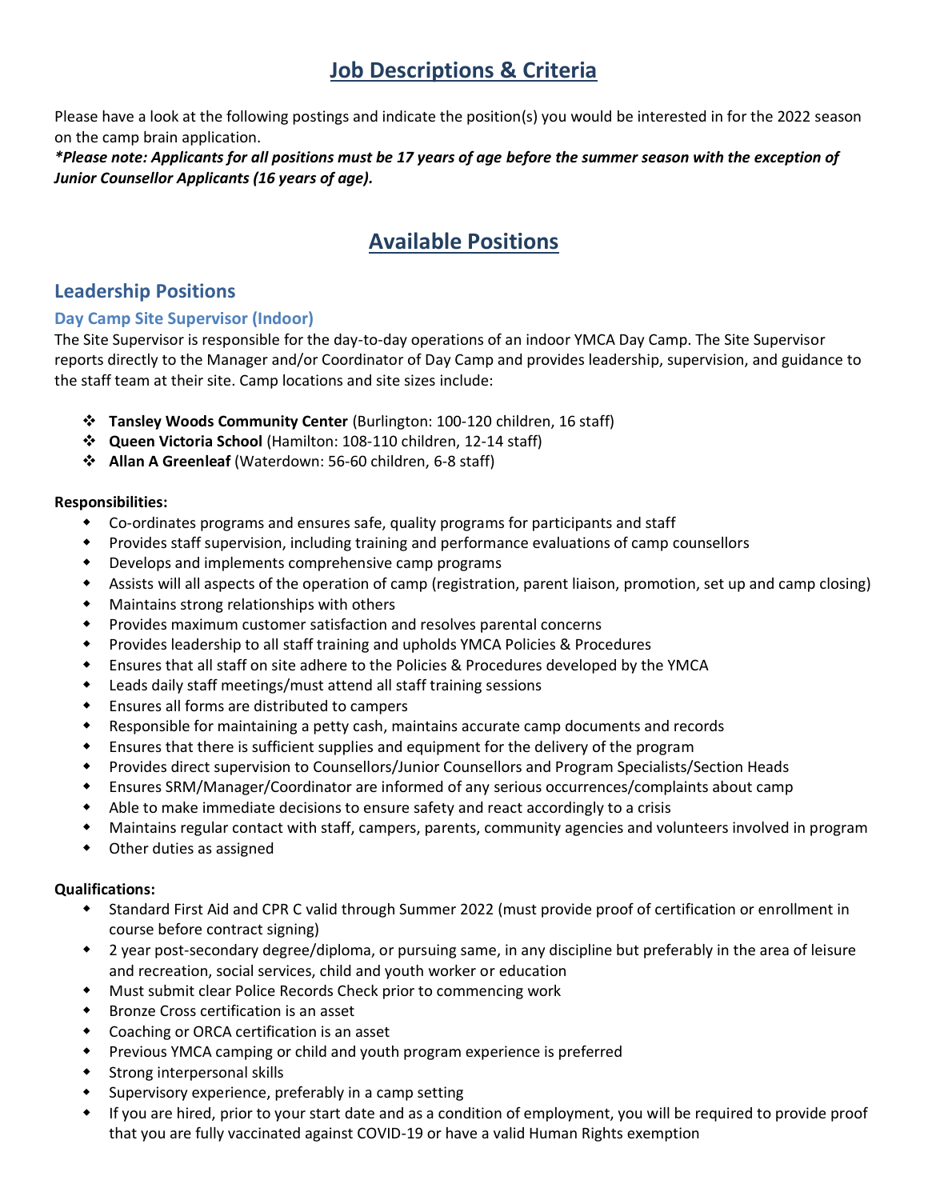# Job Descriptions & Criteria

Please have a look at the following postings and indicate the position(s) you would be interested in for the 2022 season on the camp brain application.

***Please note: Applicants for all positions must be 17 years of age before the summer season with the exception of Junior Counsellor Applicants (16 years of age).***

# Available Positions

## Leadership Positions

### Day Camp Site Supervisor (Indoor)

The Site Supervisor is responsible for the day-to-day operations of an indoor YMCA Day Camp. The Site Supervisor reports directly to the Manager and/or Coordinator of Day Camp and provides leadership, supervision, and guidance to the staff team at their site. Camp locations and site sizes include:

- **Tansley Woods Community Center** (Burlington: 100-120 children, 16 staff)
- **Queen Victoria School** (Hamilton: 108-110 children, 12-14 staff)
- **Allan A Greenleaf** (Waterdown: 56-60 children, 6-8 staff)

**Responsibilities:**

- Co-ordinates programs and ensures safe, quality programs for participants and staff
- Provides staff supervision, including training and performance evaluations of camp counsellors
- Develops and implements comprehensive camp programs
- Assists will all aspects of the operation of camp (registration, parent liaison, promotion, set up and camp closing)
- Maintains strong relationships with others
- Provides maximum customer satisfaction and resolves parental concerns
- Provides leadership to all staff training and upholds YMCA Policies & Procedures
- Ensures that all staff on site adhere to the Policies & Procedures developed by the YMCA
- Leads daily staff meetings/must attend all staff training sessions
- Ensures all forms are distributed to campers
- Responsible for maintaining a petty cash, maintains accurate camp documents and records
- Ensures that there is sufficient supplies and equipment for the delivery of the program
- Provides direct supervision to Counsellors/Junior Counsellors and Program Specialists/Section Heads
- Ensures SRM/Manager/Coordinator are informed of any serious occurrences/complaints about camp
- Able to make immediate decisions to ensure safety and react accordingly to a crisis
- Maintains regular contact with staff, campers, parents, community agencies and volunteers involved in program
- Other duties as assigned

**Qualifications:**

- Standard First Aid and CPR C valid through Summer 2022 (must provide proof of certification or enrollment in course before contract signing)
- 2 year post-secondary degree/diploma, or pursuing same, in any discipline but preferably in the area of leisure and recreation, social services, child and youth worker or education
- Must submit clear Police Records Check prior to commencing work
- Bronze Cross certification is an asset
- Coaching or ORCA certification is an asset
- Previous YMCA camping or child and youth program experience is preferred
- Strong interpersonal skills
- Supervisory experience, preferably in a camp setting
- If you are hired, prior to your start date and as a condition of employment, you will be required to provide proof that you are fully vaccinated against COVID-19 or have a valid Human Rights exemption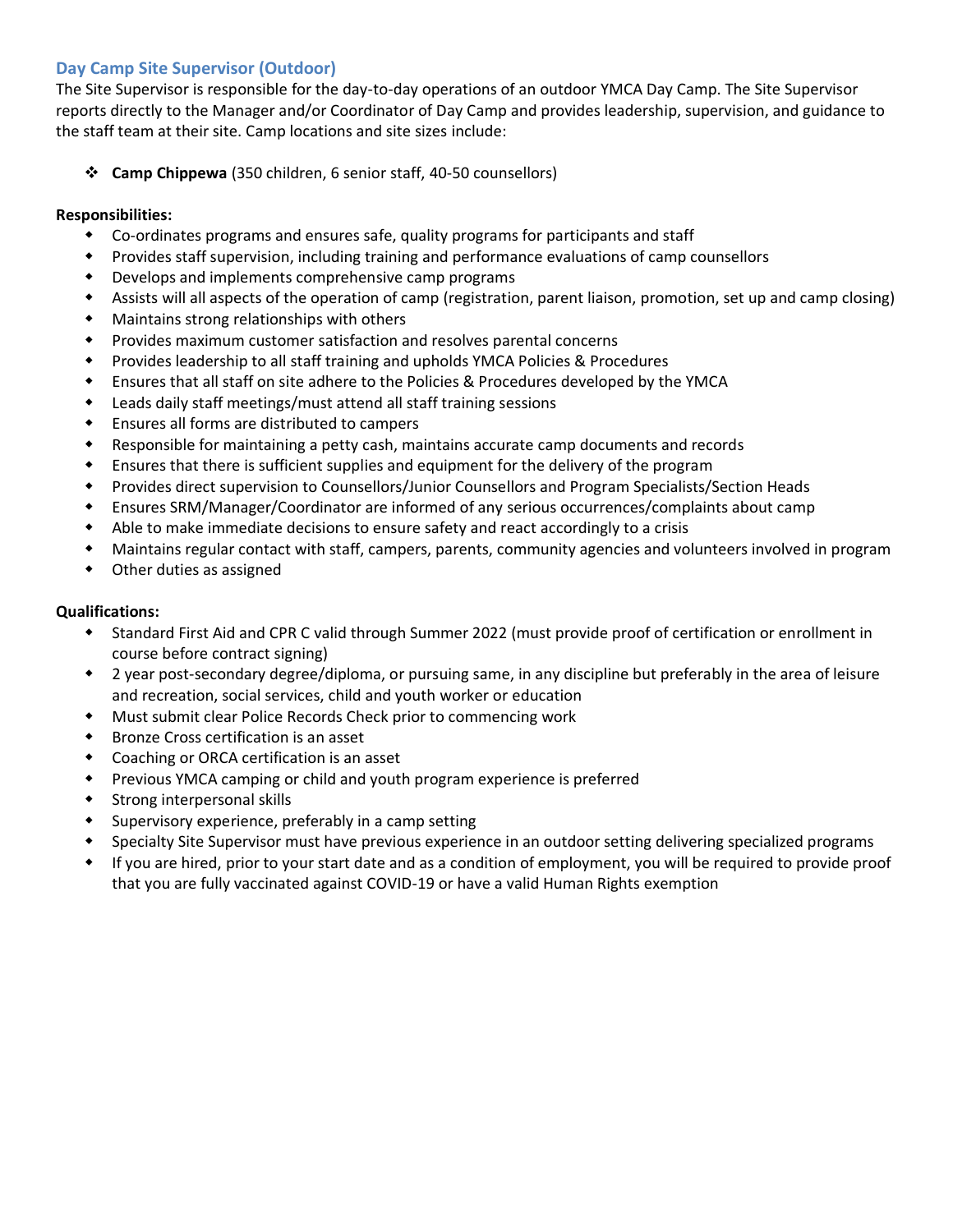## Day Camp Site Supervisor (Outdoor)

The Site Supervisor is responsible for the day-to-day operations of an outdoor YMCA Day Camp. The Site Supervisor reports directly to the Manager and/or Coordinator of Day Camp and provides leadership, supervision, and guidance to the staff team at their site. Camp locations and site sizes include:

- **Camp Chippewa** (350 children, 6 senior staff, 40-50 counsellors)

**Responsibilities:**

- Co-ordinates programs and ensures safe, quality programs for participants and staff
- Provides staff supervision, including training and performance evaluations of camp counsellors
- Develops and implements comprehensive camp programs
- Assists will all aspects of the operation of camp (registration, parent liaison, promotion, set up and camp closing)
- Maintains strong relationships with others
- Provides maximum customer satisfaction and resolves parental concerns
- Provides leadership to all staff training and upholds YMCA Policies & Procedures
- Ensures that all staff on site adhere to the Policies & Procedures developed by the YMCA
- Leads daily staff meetings/must attend all staff training sessions
- Ensures all forms are distributed to campers
- Responsible for maintaining a petty cash, maintains accurate camp documents and records
- Ensures that there is sufficient supplies and equipment for the delivery of the program
- Provides direct supervision to Counsellors/Junior Counsellors and Program Specialists/Section Heads
- Ensures SRM/Manager/Coordinator are informed of any serious occurrences/complaints about camp
- Able to make immediate decisions to ensure safety and react accordingly to a crisis
- Maintains regular contact with staff, campers, parents, community agencies and volunteers involved in program
- Other duties as assigned

**Qualifications:**

- Standard First Aid and CPR C valid through Summer 2022 (must provide proof of certification or enrollment in course before contract signing)
- 2 year post-secondary degree/diploma, or pursuing same, in any discipline but preferably in the area of leisure and recreation, social services, child and youth worker or education
- Must submit clear Police Records Check prior to commencing work
- Bronze Cross certification is an asset
- Coaching or ORCA certification is an asset
- Previous YMCA camping or child and youth program experience is preferred
- Strong interpersonal skills
- Supervisory experience, preferably in a camp setting
- Specialty Site Supervisor must have previous experience in an outdoor setting delivering specialized programs
- If you are hired, prior to your start date and as a condition of employment, you will be required to provide proof that you are fully vaccinated against COVID-19 or have a valid Human Rights exemption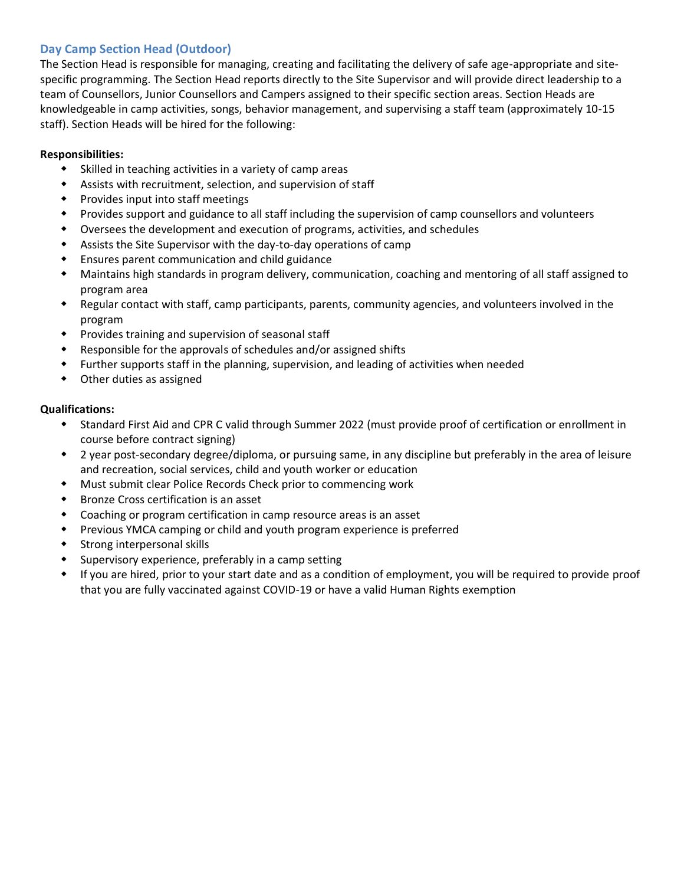### Day Camp Section Head (Outdoor)

The Section Head is responsible for managing, creating and facilitating the delivery of safe age-appropriate and site-specific programming. The Section Head reports directly to the Site Supervisor and will provide direct leadership to a team of Counsellors, Junior Counsellors and Campers assigned to their specific section areas. Section Heads are knowledgeable in camp activities, songs, behavior management, and supervising a staff team (approximately 10-15 staff). Section Heads will be hired for the following:

**Responsibilities:**

- Skilled in teaching activities in a variety of camp areas
- Assists with recruitment, selection, and supervision of staff
- Provides input into staff meetings
- Provides support and guidance to all staff including the supervision of camp counsellors and volunteers
- Oversees the development and execution of programs, activities, and schedules
- Assists the Site Supervisor with the day-to-day operations of camp
- Ensures parent communication and child guidance
- Maintains high standards in program delivery, communication, coaching and mentoring of all staff assigned to program area
- Regular contact with staff, camp participants, parents, community agencies, and volunteers involved in the program
- Provides training and supervision of seasonal staff
- Responsible for the approvals of schedules and/or assigned shifts
- Further supports staff in the planning, supervision, and leading of activities when needed
- Other duties as assigned

**Qualifications:**

- Standard First Aid and CPR C valid through Summer 2022 (must provide proof of certification or enrollment in course before contract signing)
- 2 year post-secondary degree/diploma, or pursuing same, in any discipline but preferably in the area of leisure and recreation, social services, child and youth worker or education
- Must submit clear Police Records Check prior to commencing work
- Bronze Cross certification is an asset
- Coaching or program certification in camp resource areas is an asset
- Previous YMCA camping or child and youth program experience is preferred
- Strong interpersonal skills
- Supervisory experience, preferably in a camp setting
- If you are hired, prior to your start date and as a condition of employment, you will be required to provide proof that you are fully vaccinated against COVID-19 or have a valid Human Rights exemption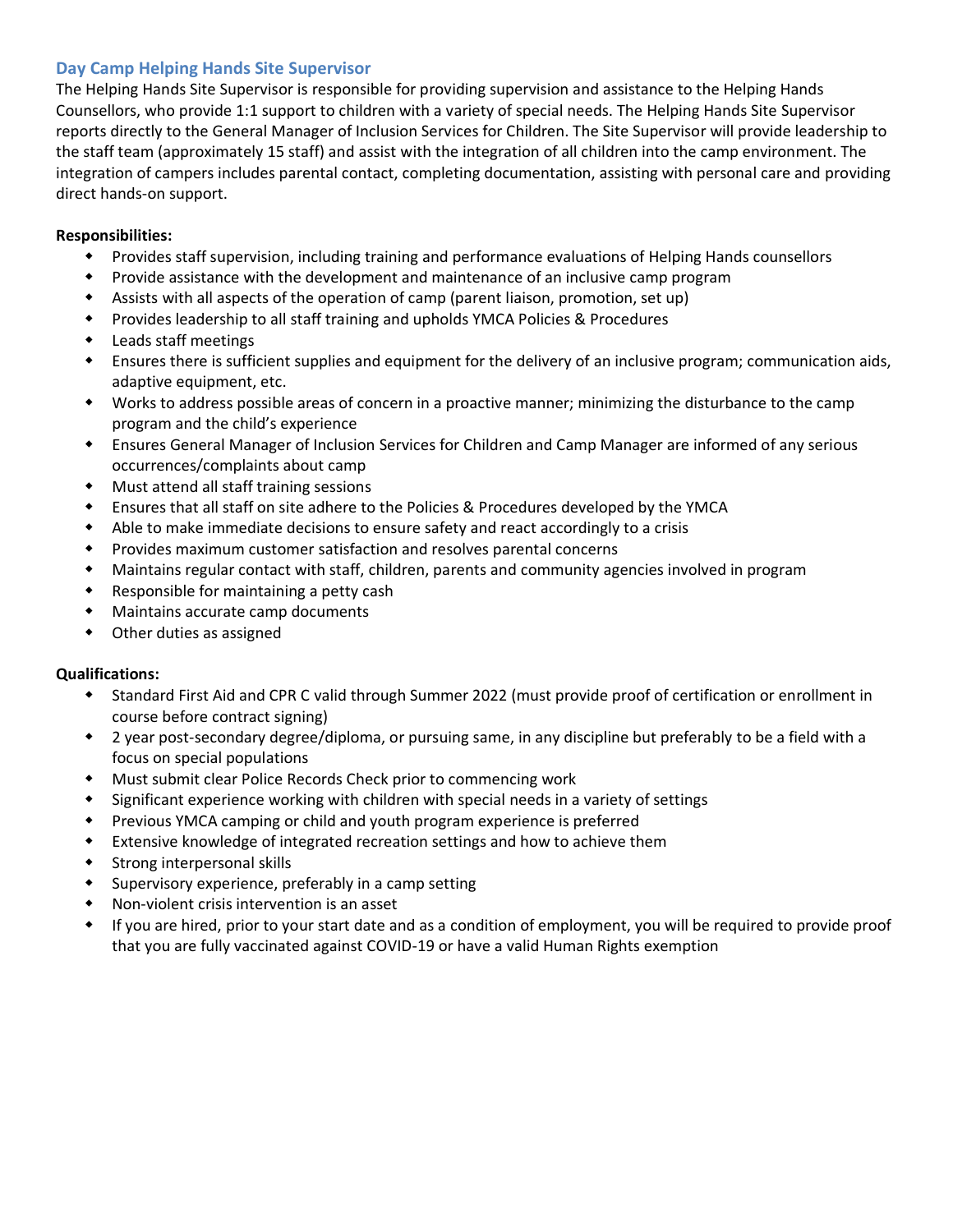## Day Camp Helping Hands Site Supervisor

The Helping Hands Site Supervisor is responsible for providing supervision and assistance to the Helping Hands Counsellors, who provide 1:1 support to children with a variety of special needs. The Helping Hands Site Supervisor reports directly to the General Manager of Inclusion Services for Children. The Site Supervisor will provide leadership to the staff team (approximately 15 staff) and assist with the integration of all children into the camp environment. The integration of campers includes parental contact, completing documentation, assisting with personal care and providing direct hands-on support.

**Responsibilities:**

- Provides staff supervision, including training and performance evaluations of Helping Hands counsellors
- Provide assistance with the development and maintenance of an inclusive camp program
- Assists with all aspects of the operation of camp (parent liaison, promotion, set up)
- Provides leadership to all staff training and upholds YMCA Policies & Procedures
- Leads staff meetings
- Ensures there is sufficient supplies and equipment for the delivery of an inclusive program; communication aids, adaptive equipment, etc.
- Works to address possible areas of concern in a proactive manner; minimizing the disturbance to the camp program and the child's experience
- Ensures General Manager of Inclusion Services for Children and Camp Manager are informed of any serious occurrences/complaints about camp
- Must attend all staff training sessions
- Ensures that all staff on site adhere to the Policies & Procedures developed by the YMCA
- Able to make immediate decisions to ensure safety and react accordingly to a crisis
- Provides maximum customer satisfaction and resolves parental concerns
- Maintains regular contact with staff, children, parents and community agencies involved in program
- Responsible for maintaining a petty cash
- Maintains accurate camp documents
- Other duties as assigned

**Qualifications:**

- Standard First Aid and CPR C valid through Summer 2022 (must provide proof of certification or enrollment in course before contract signing)
- 2 year post-secondary degree/diploma, or pursuing same, in any discipline but preferably to be a field with a focus on special populations
- Must submit clear Police Records Check prior to commencing work
- Significant experience working with children with special needs in a variety of settings
- Previous YMCA camping or child and youth program experience is preferred
- Extensive knowledge of integrated recreation settings and how to achieve them
- Strong interpersonal skills
- Supervisory experience, preferably in a camp setting
- Non-violent crisis intervention is an asset
- If you are hired, prior to your start date and as a condition of employment, you will be required to provide proof that you are fully vaccinated against COVID-19 or have a valid Human Rights exemption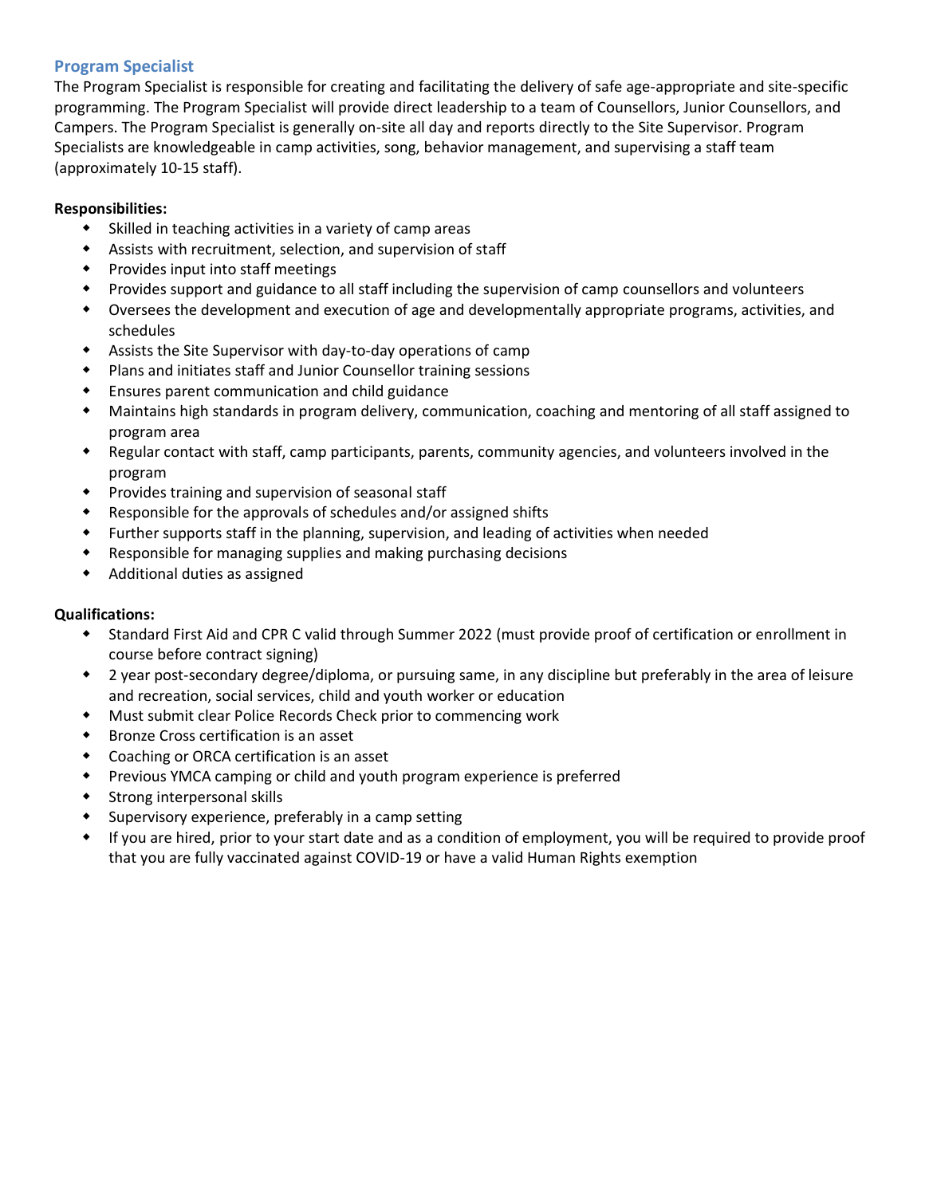## Program Specialist

The Program Specialist is responsible for creating and facilitating the delivery of safe age-appropriate and site-specific programming. The Program Specialist will provide direct leadership to a team of Counsellors, Junior Counsellors, and Campers. The Program Specialist is generally on-site all day and reports directly to the Site Supervisor. Program Specialists are knowledgeable in camp activities, song, behavior management, and supervising a staff team (approximately 10-15 staff).

**Responsibilities:**

- Skilled in teaching activities in a variety of camp areas
- Assists with recruitment, selection, and supervision of staff
- Provides input into staff meetings
- Provides support and guidance to all staff including the supervision of camp counsellors and volunteers
- Oversees the development and execution of age and developmentally appropriate programs, activities, and schedules
- Assists the Site Supervisor with day-to-day operations of camp
- Plans and initiates staff and Junior Counsellor training sessions
- Ensures parent communication and child guidance
- Maintains high standards in program delivery, communication, coaching and mentoring of all staff assigned to program area
- Regular contact with staff, camp participants, parents, community agencies, and volunteers involved in the program
- Provides training and supervision of seasonal staff
- Responsible for the approvals of schedules and/or assigned shifts
- Further supports staff in the planning, supervision, and leading of activities when needed
- Responsible for managing supplies and making purchasing decisions
- Additional duties as assigned

**Qualifications:**

- Standard First Aid and CPR C valid through Summer 2022 (must provide proof of certification or enrollment in course before contract signing)
- 2 year post-secondary degree/diploma, or pursuing same, in any discipline but preferably in the area of leisure and recreation, social services, child and youth worker or education
- Must submit clear Police Records Check prior to commencing work
- Bronze Cross certification is an asset
- Coaching or ORCA certification is an asset
- Previous YMCA camping or child and youth program experience is preferred
- Strong interpersonal skills
- Supervisory experience, preferably in a camp setting
- If you are hired, prior to your start date and as a condition of employment, you will be required to provide proof that you are fully vaccinated against COVID-19 or have a valid Human Rights exemption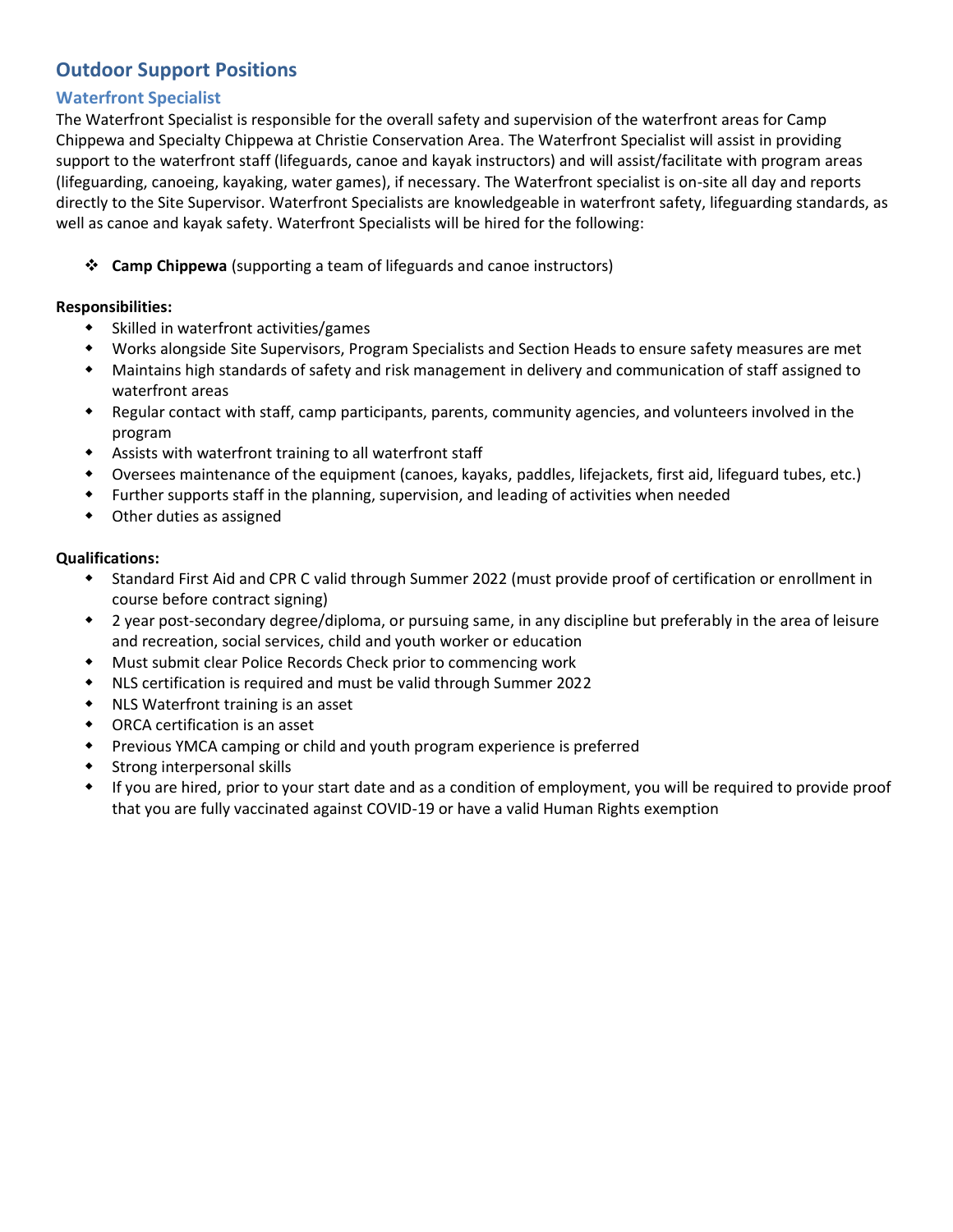## Outdoor Support Positions

### Waterfront Specialist

The Waterfront Specialist is responsible for the overall safety and supervision of the waterfront areas for Camp Chippewa and Specialty Chippewa at Christie Conservation Area. The Waterfront Specialist will assist in providing support to the waterfront staff (lifeguards, canoe and kayak instructors) and will assist/facilitate with program areas (lifeguarding, canoeing, kayaking, water games), if necessary. The Waterfront specialist is on-site all day and reports directly to the Site Supervisor. Waterfront Specialists are knowledgeable in waterfront safety, lifeguarding standards, as well as canoe and kayak safety. Waterfront Specialists will be hired for the following:

- **Camp Chippewa** (supporting a team of lifeguards and canoe instructors)

**Responsibilities:**

- Skilled in waterfront activities/games
- Works alongside Site Supervisors, Program Specialists and Section Heads to ensure safety measures are met
- Maintains high standards of safety and risk management in delivery and communication of staff assigned to waterfront areas
- Regular contact with staff, camp participants, parents, community agencies, and volunteers involved in the program
- Assists with waterfront training to all waterfront staff
- Oversees maintenance of the equipment (canoes, kayaks, paddles, lifejackets, first aid, lifeguard tubes, etc.)
- Further supports staff in the planning, supervision, and leading of activities when needed
- Other duties as assigned

**Qualifications:**

- Standard First Aid and CPR C valid through Summer 2022 (must provide proof of certification or enrollment in course before contract signing)
- 2 year post-secondary degree/diploma, or pursuing same, in any discipline but preferably in the area of leisure and recreation, social services, child and youth worker or education
- Must submit clear Police Records Check prior to commencing work
- NLS certification is required and must be valid through Summer 2022
- NLS Waterfront training is an asset
- ORCA certification is an asset
- Previous YMCA camping or child and youth program experience is preferred
- Strong interpersonal skills
- If you are hired, prior to your start date and as a condition of employment, you will be required to provide proof that you are fully vaccinated against COVID-19 or have a valid Human Rights exemption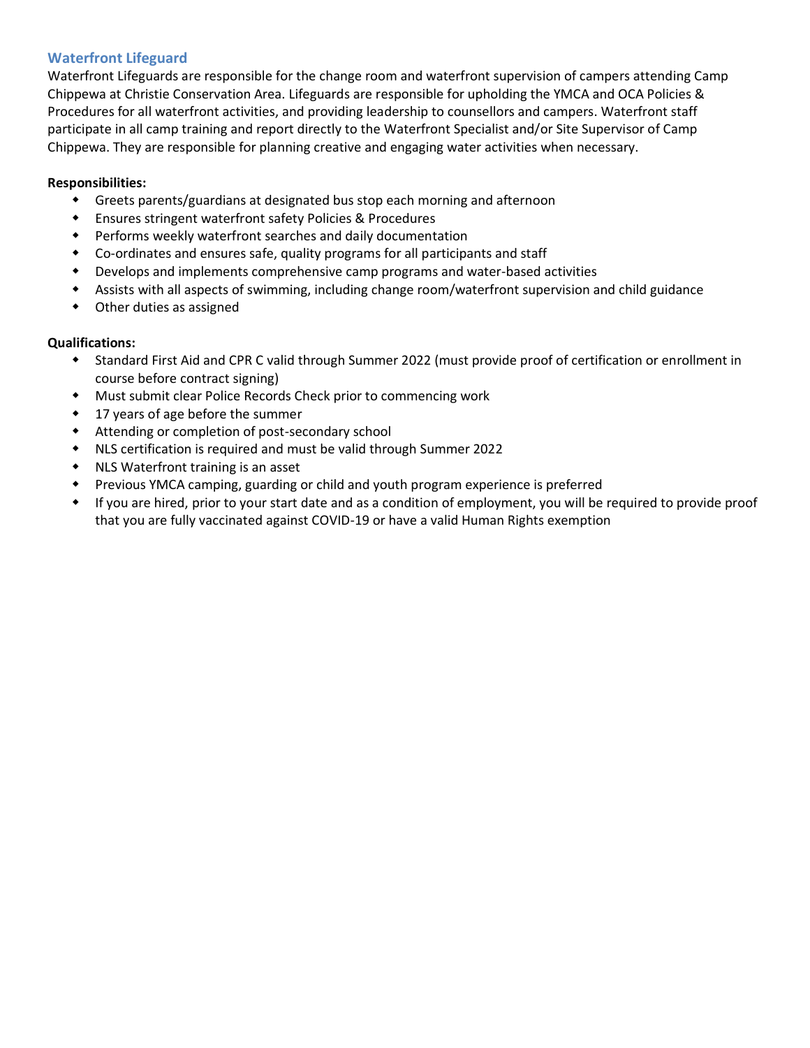## Waterfront Lifeguard

Waterfront Lifeguards are responsible for the change room and waterfront supervision of campers attending Camp Chippewa at Christie Conservation Area. Lifeguards are responsible for upholding the YMCA and OCA Policies & Procedures for all waterfront activities, and providing leadership to counsellors and campers. Waterfront staff participate in all camp training and report directly to the Waterfront Specialist and/or Site Supervisor of Camp Chippewa. They are responsible for planning creative and engaging water activities when necessary.

**Responsibilities:**

- Greets parents/guardians at designated bus stop each morning and afternoon
- Ensures stringent waterfront safety Policies & Procedures
- Performs weekly waterfront searches and daily documentation
- Co-ordinates and ensures safe, quality programs for all participants and staff
- Develops and implements comprehensive camp programs and water-based activities
- Assists with all aspects of swimming, including change room/waterfront supervision and child guidance
- Other duties as assigned

**Qualifications:**

- Standard First Aid and CPR C valid through Summer 2022 (must provide proof of certification or enrollment in course before contract signing)
- Must submit clear Police Records Check prior to commencing work
- 17 years of age before the summer
- Attending or completion of post-secondary school
- NLS certification is required and must be valid through Summer 2022
- NLS Waterfront training is an asset
- Previous YMCA camping, guarding or child and youth program experience is preferred
- If you are hired, prior to your start date and as a condition of employment, you will be required to provide proof that you are fully vaccinated against COVID-19 or have a valid Human Rights exemption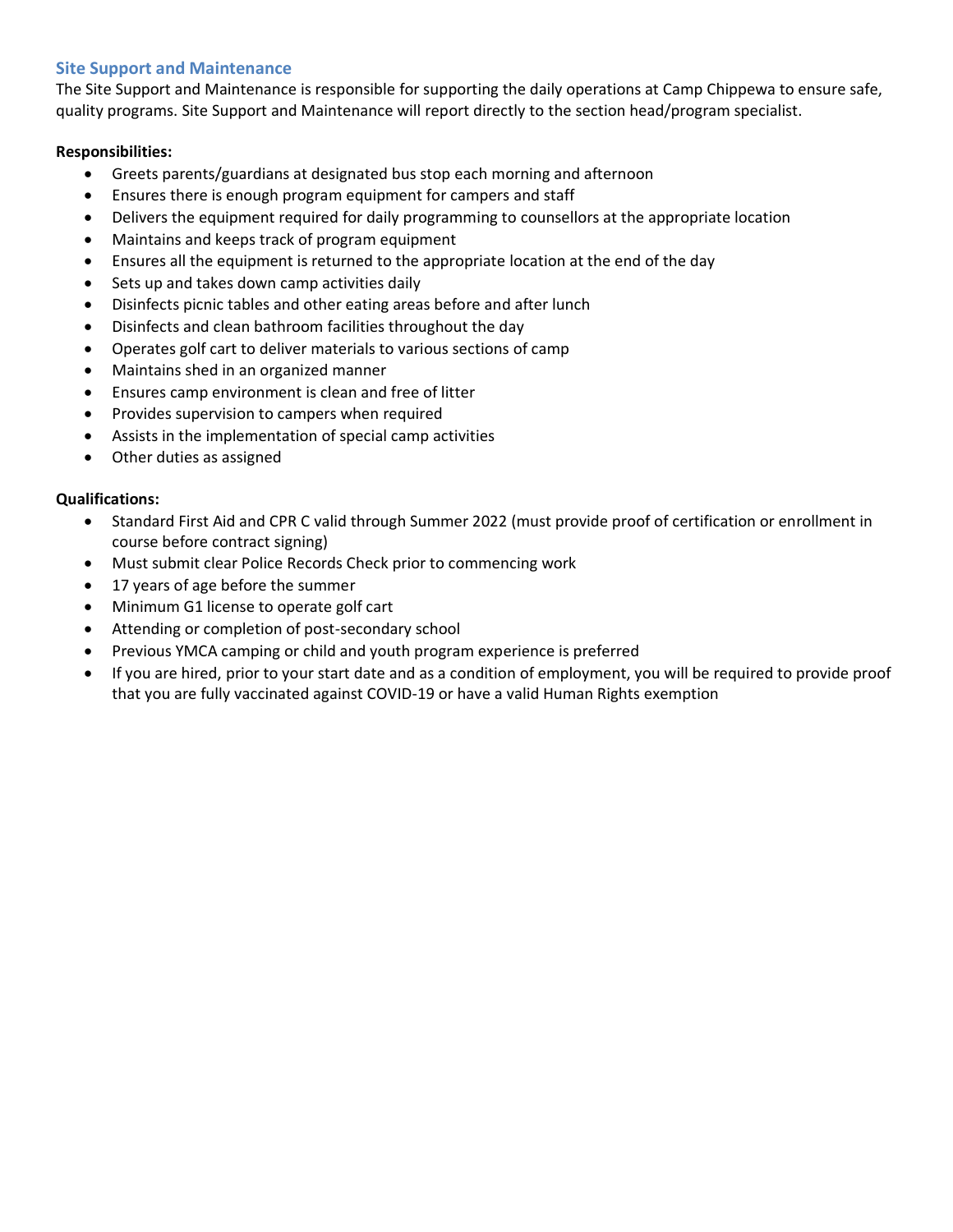## Site Support and Maintenance

The Site Support and Maintenance is responsible for supporting the daily operations at Camp Chippewa to ensure safe, quality programs. Site Support and Maintenance will report directly to the section head/program specialist.

**Responsibilities:**

- Greets parents/guardians at designated bus stop each morning and afternoon
- Ensures there is enough program equipment for campers and staff
- Delivers the equipment required for daily programming to counsellors at the appropriate location
- Maintains and keeps track of program equipment
- Ensures all the equipment is returned to the appropriate location at the end of the day
- Sets up and takes down camp activities daily
- Disinfects picnic tables and other eating areas before and after lunch
- Disinfects and clean bathroom facilities throughout the day
- Operates golf cart to deliver materials to various sections of camp
- Maintains shed in an organized manner
- Ensures camp environment is clean and free of litter
- Provides supervision to campers when required
- Assists in the implementation of special camp activities
- Other duties as assigned

**Qualifications:**

- Standard First Aid and CPR C valid through Summer 2022 (must provide proof of certification or enrollment in course before contract signing)
- Must submit clear Police Records Check prior to commencing work
- 17 years of age before the summer
- Minimum G1 license to operate golf cart
- Attending or completion of post-secondary school
- Previous YMCA camping or child and youth program experience is preferred
- If you are hired, prior to your start date and as a condition of employment, you will be required to provide proof that you are fully vaccinated against COVID-19 or have a valid Human Rights exemption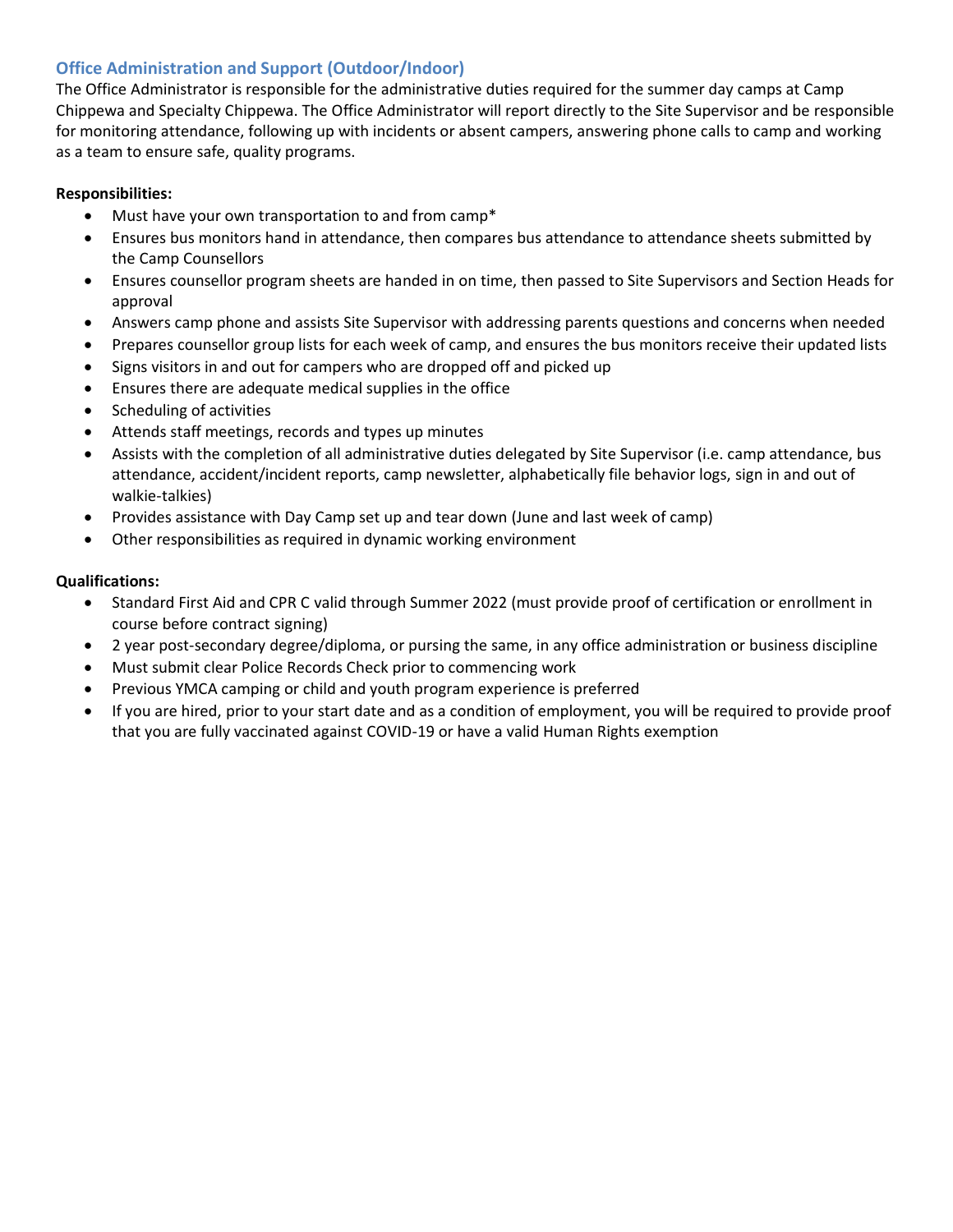## Office Administration and Support (Outdoor/Indoor)

The Office Administrator is responsible for the administrative duties required for the summer day camps at Camp Chippewa and Specialty Chippewa. The Office Administrator will report directly to the Site Supervisor and be responsible for monitoring attendance, following up with incidents or absent campers, answering phone calls to camp and working as a team to ensure safe, quality programs.

**Responsibilities:**

- Must have your own transportation to and from camp*
- Ensures bus monitors hand in attendance, then compares bus attendance to attendance sheets submitted by the Camp Counsellors
- Ensures counsellor program sheets are handed in on time, then passed to Site Supervisors and Section Heads for approval
- Answers camp phone and assists Site Supervisor with addressing parents questions and concerns when needed
- Prepares counsellor group lists for each week of camp, and ensures the bus monitors receive their updated lists
- Signs visitors in and out for campers who are dropped off and picked up
- Ensures there are adequate medical supplies in the office
- Scheduling of activities
- Attends staff meetings, records and types up minutes
- Assists with the completion of all administrative duties delegated by Site Supervisor (i.e. camp attendance, bus attendance, accident/incident reports, camp newsletter, alphabetically file behavior logs, sign in and out of walkie-talkies)
- Provides assistance with Day Camp set up and tear down (June and last week of camp)
- Other responsibilities as required in dynamic working environment

**Qualifications:**

- Standard First Aid and CPR C valid through Summer 2022 (must provide proof of certification or enrollment in course before contract signing)
- 2 year post-secondary degree/diploma, or pursing the same, in any office administration or business discipline
- Must submit clear Police Records Check prior to commencing work
- Previous YMCA camping or child and youth program experience is preferred
- If you are hired, prior to your start date and as a condition of employment, you will be required to provide proof that you are fully vaccinated against COVID-19 or have a valid Human Rights exemption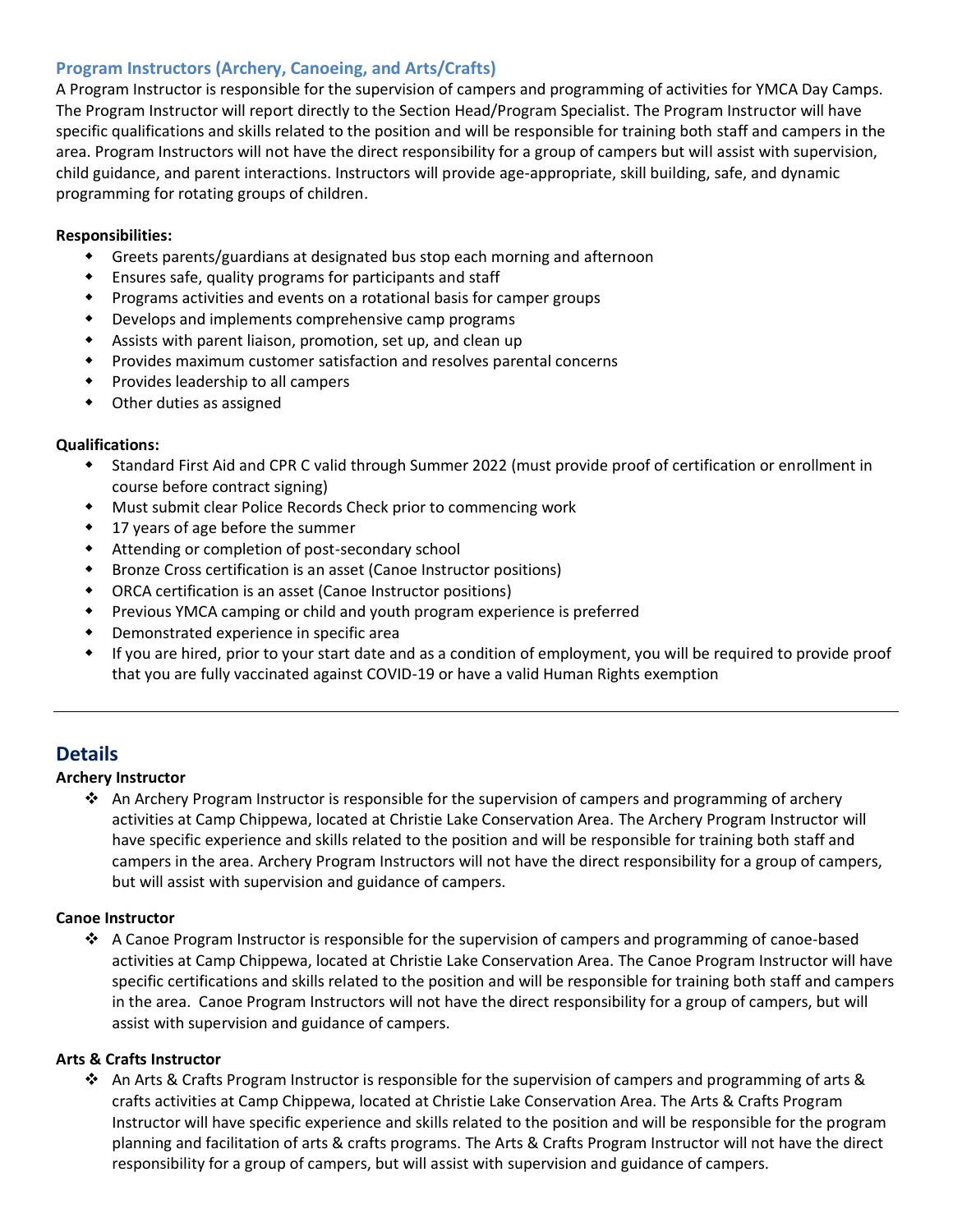### Program Instructors (Archery, Canoeing, and Arts/Crafts)

A Program Instructor is responsible for the supervision of campers and programming of activities for YMCA Day Camps. The Program Instructor will report directly to the Section Head/Program Specialist. The Program Instructor will have specific qualifications and skills related to the position and will be responsible for training both staff and campers in the area. Program Instructors will not have the direct responsibility for a group of campers but will assist with supervision, child guidance, and parent interactions. Instructors will provide age-appropriate, skill building, safe, and dynamic programming for rotating groups of children.

**Responsibilities:**

- Greets parents/guardians at designated bus stop each morning and afternoon
- Ensures safe, quality programs for participants and staff
- Programs activities and events on a rotational basis for camper groups
- Develops and implements comprehensive camp programs
- Assists with parent liaison, promotion, set up, and clean up
- Provides maximum customer satisfaction and resolves parental concerns
- Provides leadership to all campers
- Other duties as assigned

**Qualifications:**

- Standard First Aid and CPR C valid through Summer 2022 (must provide proof of certification or enrollment in course before contract signing)
- Must submit clear Police Records Check prior to commencing work
- 17 years of age before the summer
- Attending or completion of post-secondary school
- Bronze Cross certification is an asset (Canoe Instructor positions)
- ORCA certification is an asset (Canoe Instructor positions)
- Previous YMCA camping or child and youth program experience is preferred
- Demonstrated experience in specific area
- If you are hired, prior to your start date and as a condition of employment, you will be required to provide proof that you are fully vaccinated against COVID-19 or have a valid Human Rights exemption

---

## Details

**Archery Instructor**

- An Archery Program Instructor is responsible for the supervision of campers and programming of archery activities at Camp Chippewa, located at Christie Lake Conservation Area. The Archery Program Instructor will have specific experience and skills related to the position and will be responsible for training both staff and campers in the area. Archery Program Instructors will not have the direct responsibility for a group of campers, but will assist with supervision and guidance of campers.

**Canoe Instructor**

- A Canoe Program Instructor is responsible for the supervision of campers and programming of canoe-based activities at Camp Chippewa, located at Christie Lake Conservation Area. The Canoe Program Instructor will have specific certifications and skills related to the position and will be responsible for training both staff and campers in the area. Canoe Program Instructors will not have the direct responsibility for a group of campers, but will assist with supervision and guidance of campers.

**Arts & Crafts Instructor**

- An Arts & Crafts Program Instructor is responsible for the supervision of campers and programming of arts & crafts activities at Camp Chippewa, located at Christie Lake Conservation Area. The Arts & Crafts Program Instructor will have specific experience and skills related to the position and will be responsible for the program planning and facilitation of arts & crafts programs. The Arts & Crafts Program Instructor will not have the direct responsibility for a group of campers, but will assist with supervision and guidance of campers.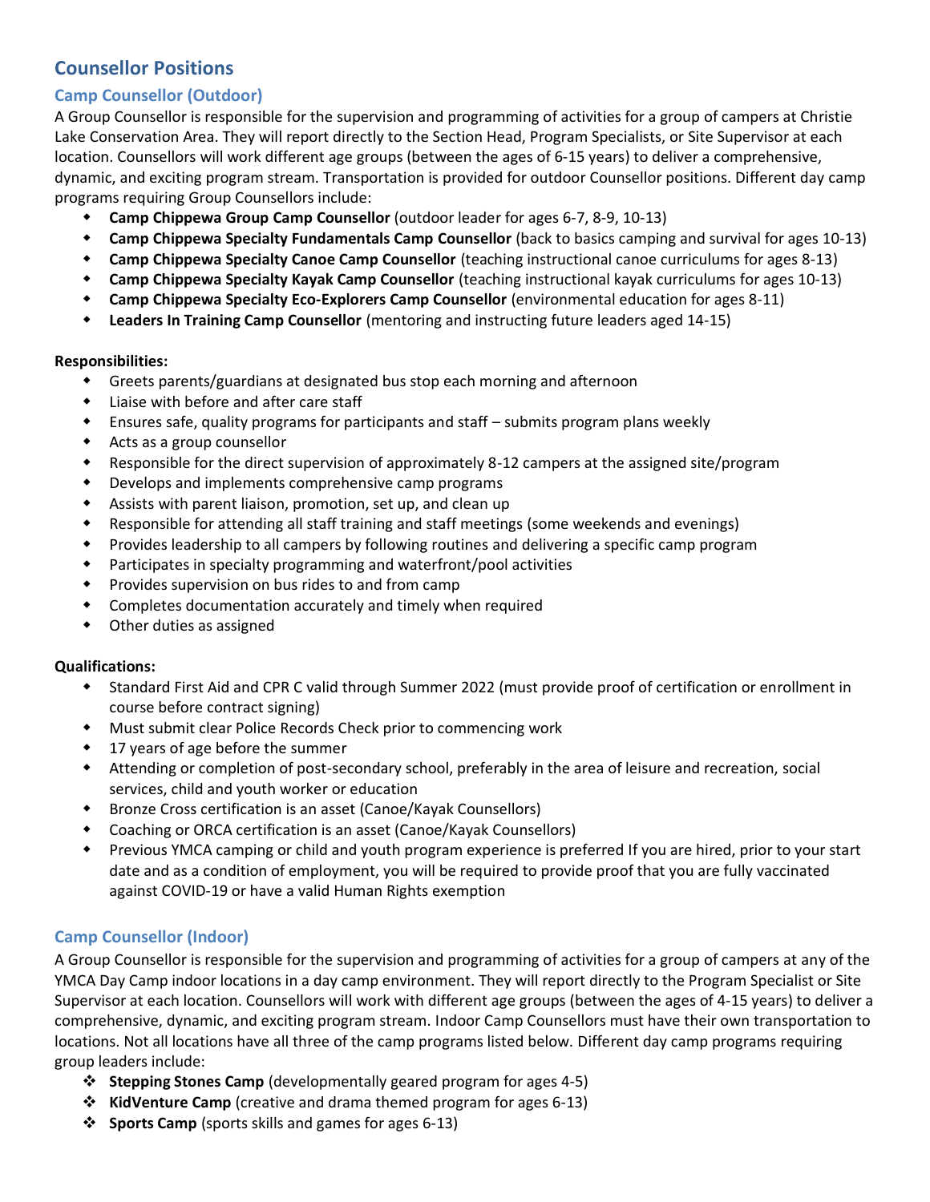## Counsellor Positions

### Camp Counsellor (Outdoor)

A Group Counsellor is responsible for the supervision and programming of activities for a group of campers at Christie Lake Conservation Area. They will report directly to the Section Head, Program Specialists, or Site Supervisor at each location. Counsellors will work different age groups (between the ages of 6-15 years) to deliver a comprehensive, dynamic, and exciting program stream. Transportation is provided for outdoor Counsellor positions. Different day camp programs requiring Group Counsellors include:

- **Camp Chippewa Group Camp Counsellor** (outdoor leader for ages 6-7, 8-9, 10-13)
- **Camp Chippewa Specialty Fundamentals Camp Counsellor** (back to basics camping and survival for ages 10-13)
- **Camp Chippewa Specialty Canoe Camp Counsellor** (teaching instructional canoe curriculums for ages 8-13)
- **Camp Chippewa Specialty Kayak Camp Counsellor** (teaching instructional kayak curriculums for ages 10-13)
- **Camp Chippewa Specialty Eco-Explorers Camp Counsellor** (environmental education for ages 8-11)
- **Leaders In Training Camp Counsellor** (mentoring and instructing future leaders aged 14-15)

**Responsibilities:**

- Greets parents/guardians at designated bus stop each morning and afternoon
- Liaise with before and after care staff
- Ensures safe, quality programs for participants and staff – submits program plans weekly
- Acts as a group counsellor
- Responsible for the direct supervision of approximately 8-12 campers at the assigned site/program
- Develops and implements comprehensive camp programs
- Assists with parent liaison, promotion, set up, and clean up
- Responsible for attending all staff training and staff meetings (some weekends and evenings)
- Provides leadership to all campers by following routines and delivering a specific camp program
- Participates in specialty programming and waterfront/pool activities
- Provides supervision on bus rides to and from camp
- Completes documentation accurately and timely when required
- Other duties as assigned

**Qualifications:**

- Standard First Aid and CPR C valid through Summer 2022 (must provide proof of certification or enrollment in course before contract signing)
- Must submit clear Police Records Check prior to commencing work
- 17 years of age before the summer
- Attending or completion of post-secondary school, preferably in the area of leisure and recreation, social services, child and youth worker or education
- Bronze Cross certification is an asset (Canoe/Kayak Counsellors)
- Coaching or ORCA certification is an asset (Canoe/Kayak Counsellors)
- Previous YMCA camping or child and youth program experience is preferred If you are hired, prior to your start date and as a condition of employment, you will be required to provide proof that you are fully vaccinated against COVID-19 or have a valid Human Rights exemption

### Camp Counsellor (Indoor)

A Group Counsellor is responsible for the supervision and programming of activities for a group of campers at any of the YMCA Day Camp indoor locations in a day camp environment. They will report directly to the Program Specialist or Site Supervisor at each location. Counsellors will work with different age groups (between the ages of 4-15 years) to deliver a comprehensive, dynamic, and exciting program stream. Indoor Camp Counsellors must have their own transportation to locations. Not all locations have all three of the camp programs listed below. Different day camp programs requiring group leaders include:

- **Stepping Stones Camp** (developmentally geared program for ages 4-5)
- **KidVenture Camp** (creative and drama themed program for ages 6-13)
- **Sports Camp** (sports skills and games for ages 6-13)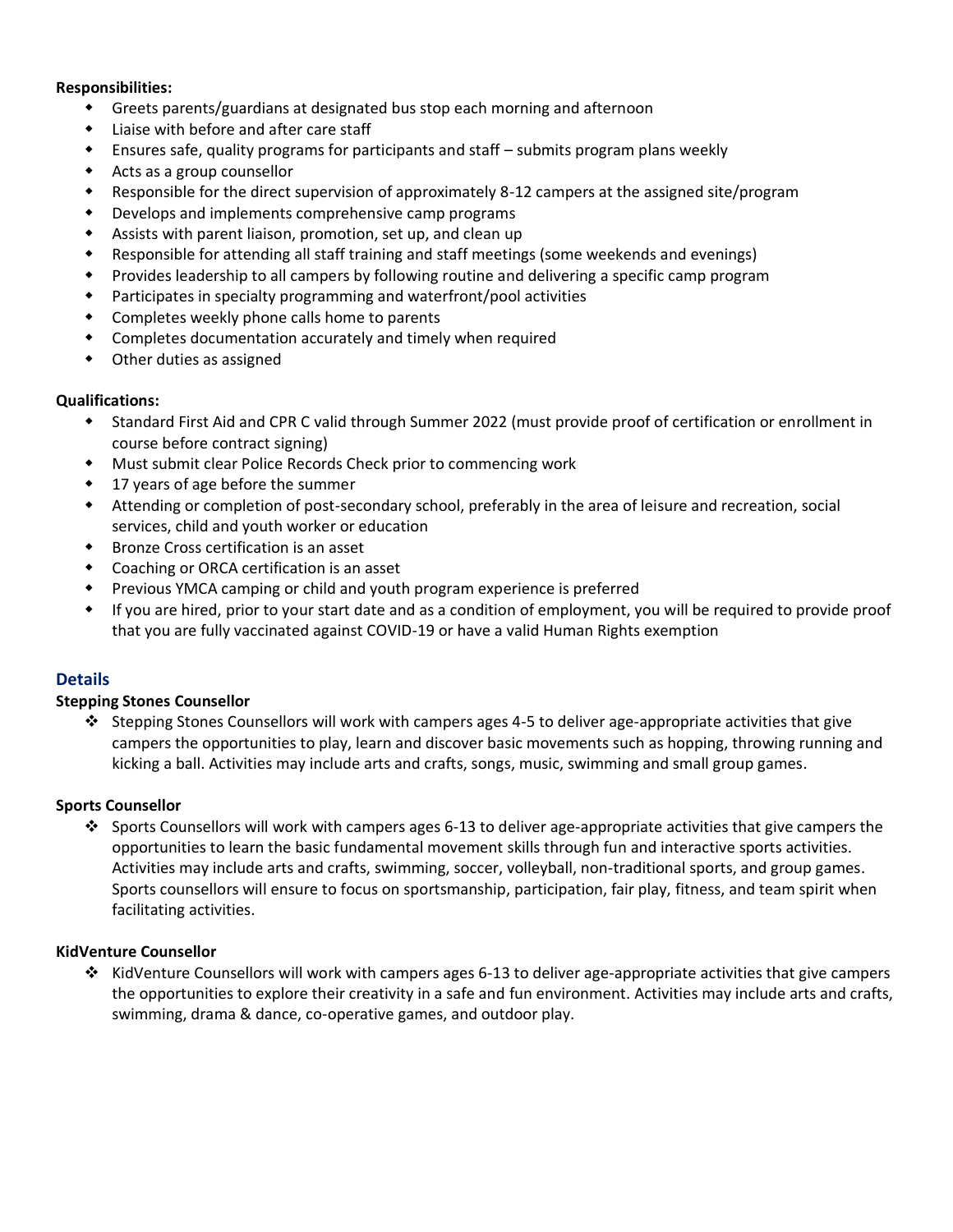**Responsibilities:**

- Greets parents/guardians at designated bus stop each morning and afternoon
- Liaise with before and after care staff
- Ensures safe, quality programs for participants and staff – submits program plans weekly
- Acts as a group counsellor
- Responsible for the direct supervision of approximately 8-12 campers at the assigned site/program
- Develops and implements comprehensive camp programs
- Assists with parent liaison, promotion, set up, and clean up
- Responsible for attending all staff training and staff meetings (some weekends and evenings)
- Provides leadership to all campers by following routine and delivering a specific camp program
- Participates in specialty programming and waterfront/pool activities
- Completes weekly phone calls home to parents
- Completes documentation accurately and timely when required
- Other duties as assigned

**Qualifications:**

- Standard First Aid and CPR C valid through Summer 2022 (must provide proof of certification or enrollment in course before contract signing)
- Must submit clear Police Records Check prior to commencing work
- 17 years of age before the summer
- Attending or completion of post-secondary school, preferably in the area of leisure and recreation, social services, child and youth worker or education
- Bronze Cross certification is an asset
- Coaching or ORCA certification is an asset
- Previous YMCA camping or child and youth program experience is preferred
- If you are hired, prior to your start date and as a condition of employment, you will be required to provide proof that you are fully vaccinated against COVID-19 or have a valid Human Rights exemption

## Details

**Stepping Stones Counsellor**

- Stepping Stones Counsellors will work with campers ages 4-5 to deliver age-appropriate activities that give campers the opportunities to play, learn and discover basic movements such as hopping, throwing running and kicking a ball. Activities may include arts and crafts, songs, music, swimming and small group games.

**Sports Counsellor**

- Sports Counsellors will work with campers ages 6-13 to deliver age-appropriate activities that give campers the opportunities to learn the basic fundamental movement skills through fun and interactive sports activities. Activities may include arts and crafts, swimming, soccer, volleyball, non-traditional sports, and group games. Sports counsellors will ensure to focus on sportsmanship, participation, fair play, fitness, and team spirit when facilitating activities.

**KidVenture Counsellor**

- KidVenture Counsellors will work with campers ages 6-13 to deliver age-appropriate activities that give campers the opportunities to explore their creativity in a safe and fun environment. Activities may include arts and crafts, swimming, drama & dance, co-operative games, and outdoor play.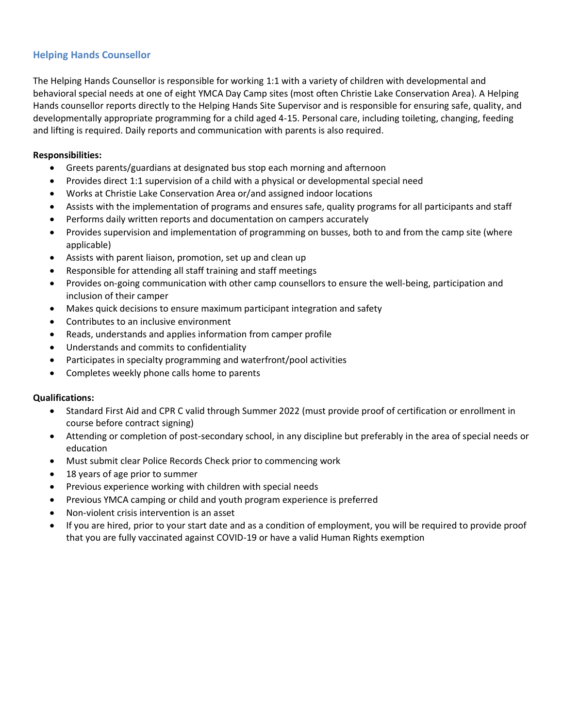## Helping Hands Counsellor

The Helping Hands Counsellor is responsible for working 1:1 with a variety of children with developmental and behavioral special needs at one of eight YMCA Day Camp sites (most often Christie Lake Conservation Area). A Helping Hands counsellor reports directly to the Helping Hands Site Supervisor and is responsible for ensuring safe, quality, and developmentally appropriate programming for a child aged 4-15. Personal care, including toileting, changing, feeding and lifting is required. Daily reports and communication with parents is also required.

**Responsibilities:**

- Greets parents/guardians at designated bus stop each morning and afternoon
- Provides direct 1:1 supervision of a child with a physical or developmental special need
- Works at Christie Lake Conservation Area or/and assigned indoor locations
- Assists with the implementation of programs and ensures safe, quality programs for all participants and staff
- Performs daily written reports and documentation on campers accurately
- Provides supervision and implementation of programming on busses, both to and from the camp site (where applicable)
- Assists with parent liaison, promotion, set up and clean up
- Responsible for attending all staff training and staff meetings
- Provides on-going communication with other camp counsellors to ensure the well-being, participation and inclusion of their camper
- Makes quick decisions to ensure maximum participant integration and safety
- Contributes to an inclusive environment
- Reads, understands and applies information from camper profile
- Understands and commits to confidentiality
- Participates in specialty programming and waterfront/pool activities
- Completes weekly phone calls home to parents

**Qualifications:**

- Standard First Aid and CPR C valid through Summer 2022 (must provide proof of certification or enrollment in course before contract signing)
- Attending or completion of post-secondary school, in any discipline but preferably in the area of special needs or education
- Must submit clear Police Records Check prior to commencing work
- 18 years of age prior to summer
- Previous experience working with children with special needs
- Previous YMCA camping or child and youth program experience is preferred
- Non-violent crisis intervention is an asset
- If you are hired, prior to your start date and as a condition of employment, you will be required to provide proof that you are fully vaccinated against COVID-19 or have a valid Human Rights exemption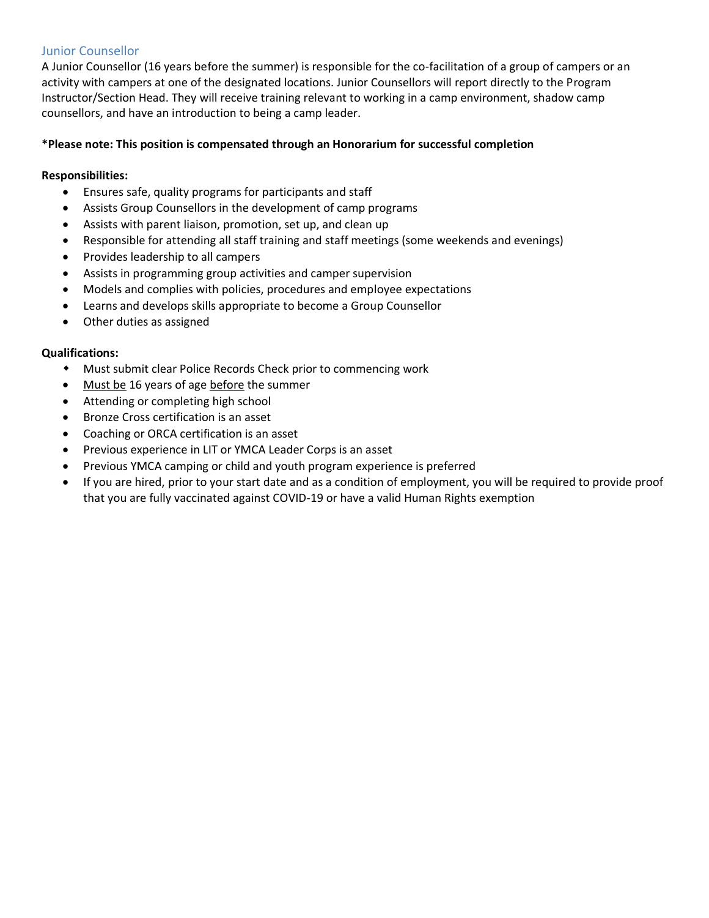## Junior Counsellor

A Junior Counsellor (16 years before the summer) is responsible for the co-facilitation of a group of campers or an activity with campers at one of the designated locations. Junior Counsellors will report directly to the Program Instructor/Section Head. They will receive training relevant to working in a camp environment, shadow camp counsellors, and have an introduction to being a camp leader.

***Please note: This position is compensated through an Honorarium for successful completion**

**Responsibilities:**

- Ensures safe, quality programs for participants and staff
- Assists Group Counsellors in the development of camp programs
- Assists with parent liaison, promotion, set up, and clean up
- Responsible for attending all staff training and staff meetings (some weekends and evenings)
- Provides leadership to all campers
- Assists in programming group activities and camper supervision
- Models and complies with policies, procedures and employee expectations
- Learns and develops skills appropriate to become a Group Counsellor
- Other duties as assigned

**Qualifications:**

- Must submit clear Police Records Check prior to commencing work
- Must be 16 years of age before the summer
- Attending or completing high school
- Bronze Cross certification is an asset
- Coaching or ORCA certification is an asset
- Previous experience in LIT or YMCA Leader Corps is an asset
- Previous YMCA camping or child and youth program experience is preferred
- If you are hired, prior to your start date and as a condition of employment, you will be required to provide proof that you are fully vaccinated against COVID-19 or have a valid Human Rights exemption